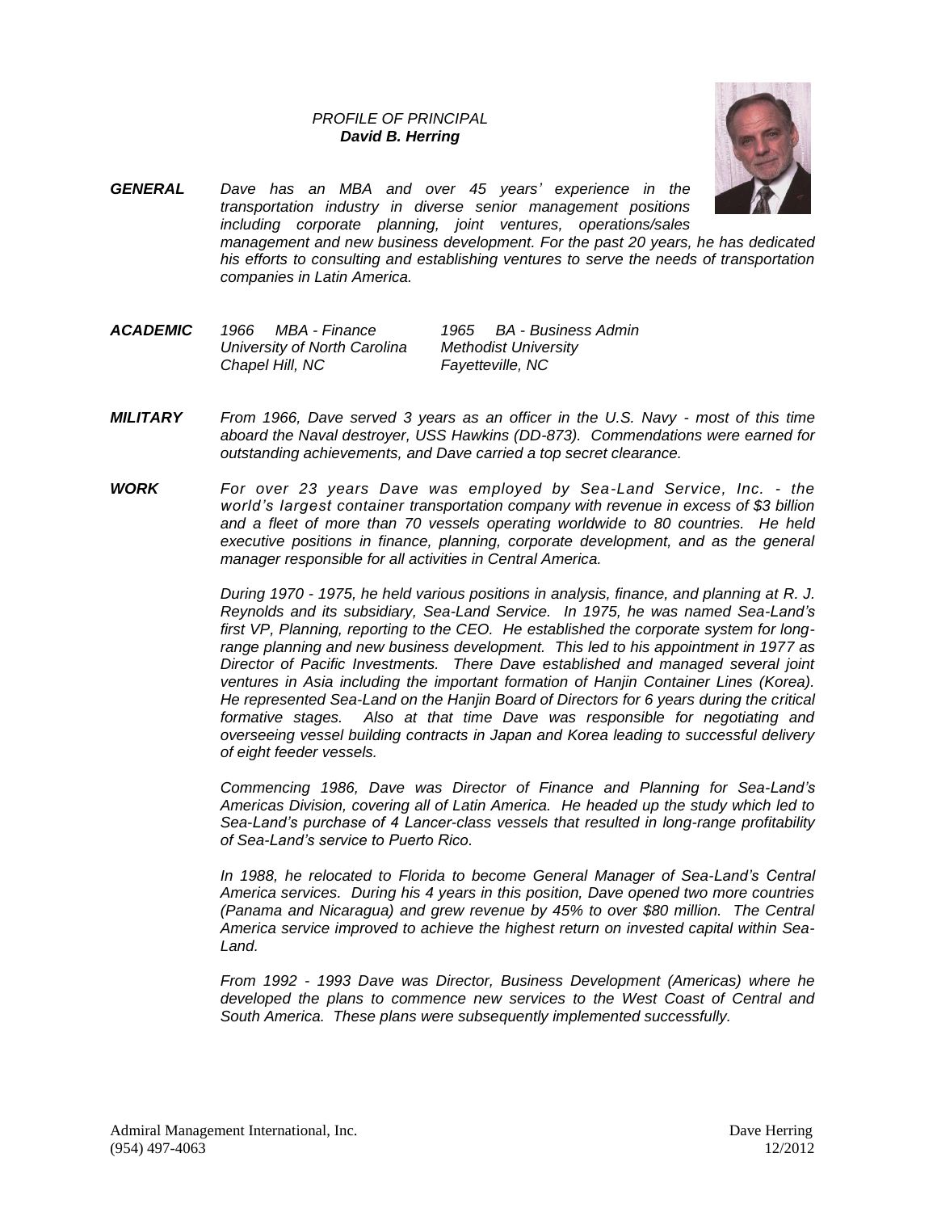*PROFILE OF PRINCIPAL*
***David B. Herring***

***GENERAL*** *Dave has an MBA and over 45 years' experience in the transportation industry in diverse senior management positions including corporate planning, joint ventures, operations/sales management and new business development. For the past 20 years, he has dedicated his efforts to consulting and establishing ventures to serve the needs of transportation companies in Latin America.*

***ACADEMIC***

| | |
|---|---|
| *1966 MBA - Finance* | *1965 BA - Business Admin* |
| *University of North Carolina* | *Methodist University* |
| *Chapel Hill, NC* | *Fayetteville, NC* |

***MILITARY*** *From 1966, Dave served 3 years as an officer in the U.S. Navy - most of this time aboard the Naval destroyer, USS Hawkins (DD-873). Commendations were earned for outstanding achievements, and Dave carried a top secret clearance.*

***WORK*** *For over 23 years Dave was employed by Sea-Land Service, Inc. - the world's largest container transportation company with revenue in excess of $3 billion and a fleet of more than 70 vessels operating worldwide to 80 countries. He held executive positions in finance, planning, corporate development, and as the general manager responsible for all activities in Central America.*

*During 1970 - 1975, he held various positions in analysis, finance, and planning at R. J. Reynolds and its subsidiary, Sea-Land Service. In 1975, he was named Sea-Land's first VP, Planning, reporting to the CEO. He established the corporate system for long-range planning and new business development. This led to his appointment in 1977 as Director of Pacific Investments. There Dave established and managed several joint ventures in Asia including the important formation of Hanjin Container Lines (Korea). He represented Sea-Land on the Hanjin Board of Directors for 6 years during the critical formative stages. Also at that time Dave was responsible for negotiating and overseeing vessel building contracts in Japan and Korea leading to successful delivery of eight feeder vessels.*

*Commencing 1986, Dave was Director of Finance and Planning for Sea-Land's Americas Division, covering all of Latin America. He headed up the study which led to Sea-Land's purchase of 4 Lancer-class vessels that resulted in long-range profitability of Sea-Land's service to Puerto Rico.*

*In 1988, he relocated to Florida to become General Manager of Sea-Land's Central America services. During his 4 years in this position, Dave opened two more countries (Panama and Nicaragua) and grew revenue by 45% to over $80 million. The Central America service improved to achieve the highest return on invested capital within Sea-Land.*

*From 1992 - 1993 Dave was Director, Business Development (Americas) where he developed the plans to commence new services to the West Coast of Central and South America. These plans were subsequently implemented successfully.*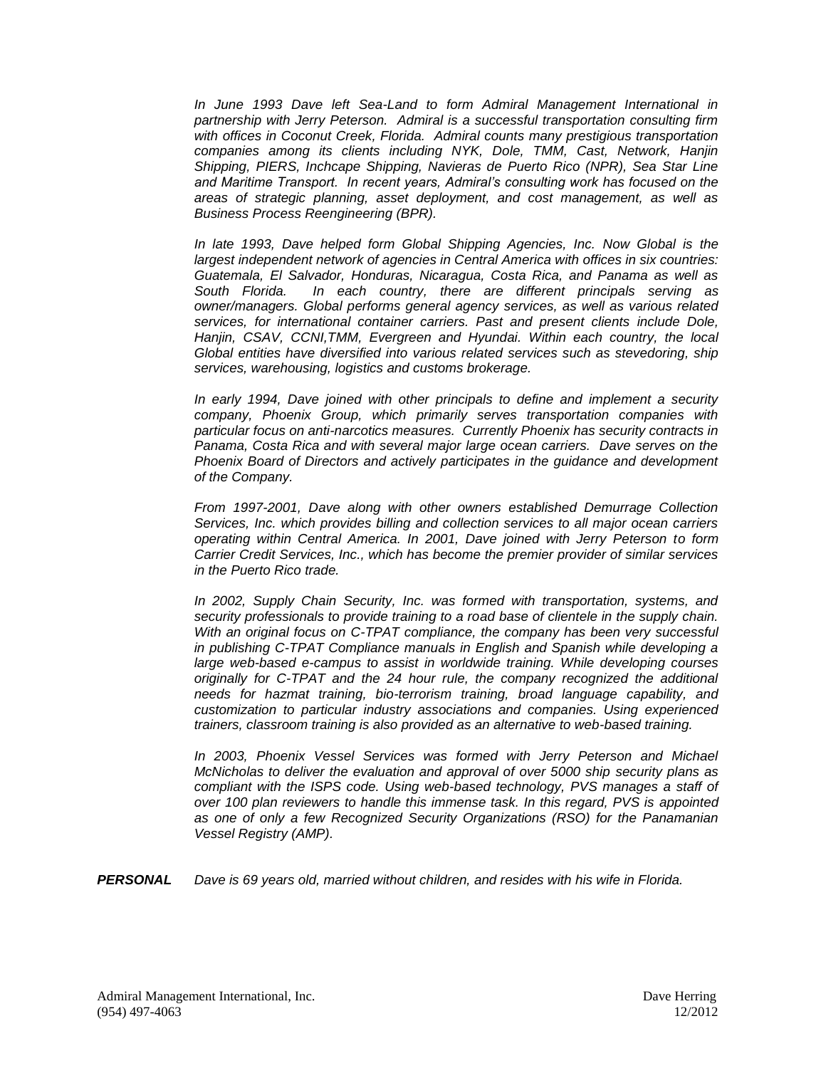*In June 1993 Dave left Sea-Land to form Admiral Management International in partnership with Jerry Peterson. Admiral is a successful transportation consulting firm with offices in Coconut Creek, Florida. Admiral counts many prestigious transportation companies among its clients including NYK, Dole, TMM, Cast, Network, Hanjin Shipping, PIERS, Inchcape Shipping, Navieras de Puerto Rico (NPR), Sea Star Line and Maritime Transport. In recent years, Admiral's consulting work has focused on the areas of strategic planning, asset deployment, and cost management, as well as Business Process Reengineering (BPR).*

*In late 1993, Dave helped form Global Shipping Agencies, Inc. Now Global is the largest independent network of agencies in Central America with offices in six countries: Guatemala, El Salvador, Honduras, Nicaragua, Costa Rica, and Panama as well as South Florida. In each country, there are different principals serving as owner/managers. Global performs general agency services, as well as various related services, for international container carriers. Past and present clients include Dole, Hanjin, CSAV, CCNI,TMM, Evergreen and Hyundai. Within each country, the local Global entities have diversified into various related services such as stevedoring, ship services, warehousing, logistics and customs brokerage.*

*In early 1994, Dave joined with other principals to define and implement a security company, Phoenix Group, which primarily serves transportation companies with particular focus on anti-narcotics measures. Currently Phoenix has security contracts in Panama, Costa Rica and with several major large ocean carriers. Dave serves on the Phoenix Board of Directors and actively participates in the guidance and development of the Company.*

*From 1997-2001, Dave along with other owners established Demurrage Collection Services, Inc. which provides billing and collection services to all major ocean carriers operating within Central America. In 2001, Dave joined with Jerry Peterson to form Carrier Credit Services, Inc., which has become the premier provider of similar services in the Puerto Rico trade.*

*In 2002, Supply Chain Security, Inc. was formed with transportation, systems, and security professionals to provide training to a road base of clientele in the supply chain. With an original focus on C-TPAT compliance, the company has been very successful in publishing C-TPAT Compliance manuals in English and Spanish while developing a large web-based e-campus to assist in worldwide training. While developing courses originally for C-TPAT and the 24 hour rule, the company recognized the additional needs for hazmat training, bio-terrorism training, broad language capability, and customization to particular industry associations and companies. Using experienced trainers, classroom training is also provided as an alternative to web-based training.*

*In 2003, Phoenix Vessel Services was formed with Jerry Peterson and Michael McNicholas to deliver the evaluation and approval of over 5000 ship security plans as compliant with the ISPS code. Using web-based technology, PVS manages a staff of over 100 plan reviewers to handle this immense task. In this regard, PVS is appointed as one of only a few Recognized Security Organizations (RSO) for the Panamanian Vessel Registry (AMP).*

***PERSONAL*** *Dave is 69 years old, married without children, and resides with his wife in Florida.*

Admiral Management International, Inc. Dave Herring
(954) 497-4063 12/2012